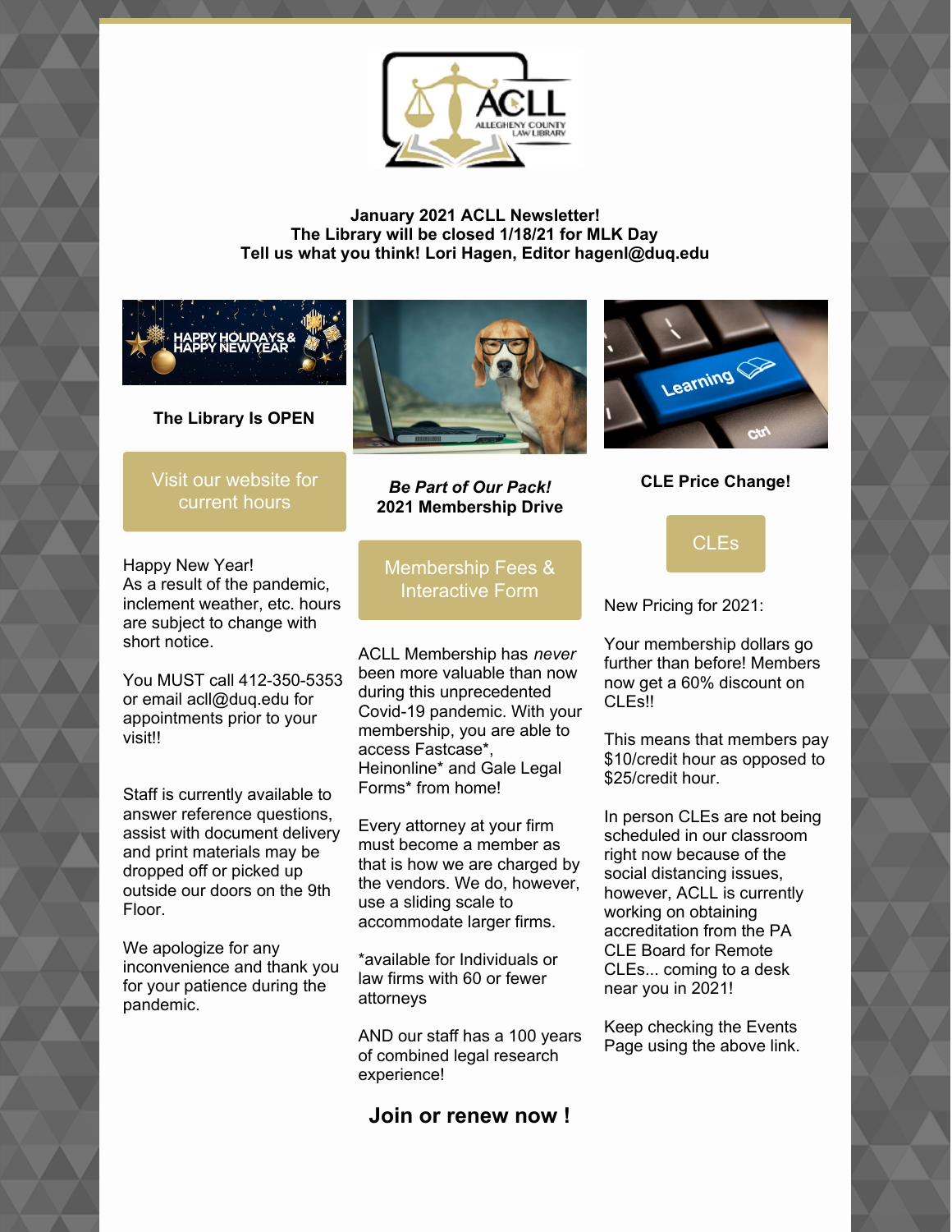**January 2021 ACLL Newsletter!**
**The Library will be closed 1/18/21 for MLK Day**
**Tell us what you think! Lori Hagen, Editor hagenl@duq.edu**

**The Library Is OPEN**

Visit our website for current hours

Happy New Year!
As a result of the pandemic, inclement weather, etc. hours are subject to change with short notice.

You MUST call 412-350-5353 or email acll@duq.edu for appointments prior to your visit!!

Staff is currently available to answer reference questions, assist with document delivery and print materials may be dropped off or picked up outside our doors on the 9th Floor.

We apologize for any inconvenience and thank you for your patience during the pandemic.

***Be Part of Our Pack!***
**2021 Membership Drive**

Membership Fees & Interactive Form

ACLL Membership has *never* been more valuable than now during this unprecedented Covid-19 pandemic. With your membership, you are able to access Fastcase*, Heinonline* and Gale Legal Forms* from home!

Every attorney at your firm must become a member as that is how we are charged by the vendors. We do, however, use a sliding scale to accommodate larger firms.

*available for Individuals or law firms with 60 or fewer attorneys

AND our staff has a 100 years of combined legal research experience!

**Join or renew now !**

**CLE Price Change!**

CLEs

New Pricing for 2021:

Your membership dollars go further than before! Members now get a 60% discount on CLEs!!

This means that members pay $10/credit hour as opposed to $25/credit hour.

In person CLEs are not being scheduled in our classroom right now because of the social distancing issues, however, ACLL is currently working on obtaining accreditation from the PA CLE Board for Remote CLEs... coming to a desk near you in 2021!

Keep checking the Events Page using the above link.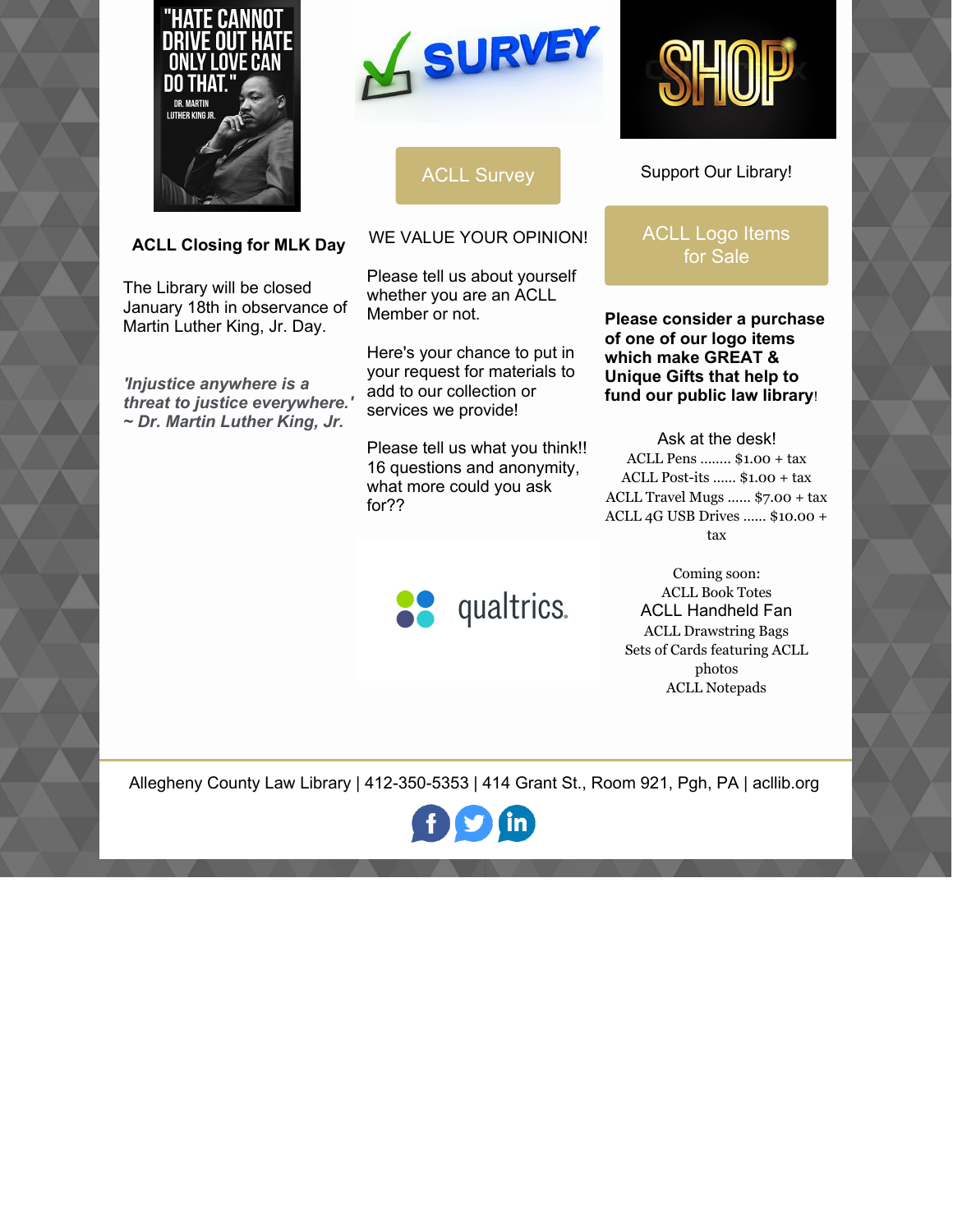### ACLL Closing for MLK Day

The Library will be closed January 18th in observance of Martin Luther King, Jr. Day.

***'Injustice anywhere is a threat to justice everywhere.' ~ Dr. Martin Luther King, Jr.***

ACLL Survey

WE VALUE YOUR OPINION!

Please tell us about yourself whether you are an ACLL Member or not.

Here's your chance to put in your request for materials to add to our collection or services we provide!

Please tell us what you think!! 16 questions and anonymity, what more could you ask for??

Support Our Library!

ACLL Logo Items for Sale

**Please consider a purchase of one of our logo items which make GREAT & Unique Gifts that help to fund our public law library**!

Ask at the desk!
ACLL Pens ........ $1.00 + tax
ACLL Post-its ...... $1.00 + tax
ACLL Travel Mugs ...... $7.00 + tax
ACLL 4G USB Drives ...... $10.00 + tax

Coming soon:
ACLL Book Totes
ACLL Handheld Fan
ACLL Drawstring Bags
Sets of Cards featuring ACLL photos
ACLL Notepads

Allegheny County Law Library | 412-350-5353 | 414 Grant St., Room 921, Pgh, PA | acllib.org